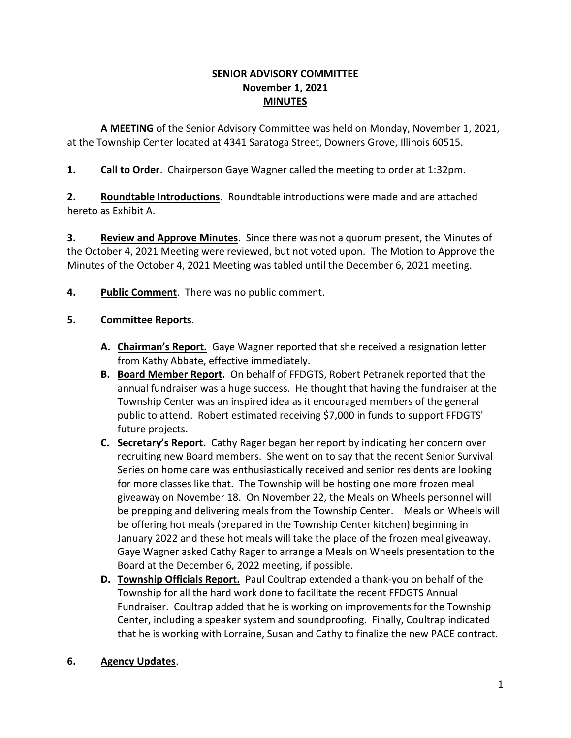**SENIOR ADVISORY COMMITTEE**
**November 1, 2021**
**MINUTES**

**A MEETING** of the Senior Advisory Committee was held on Monday, November 1, 2021, at the Township Center located at 4341 Saratoga Street, Downers Grove, Illinois 60515.

**1. Call to Order**. Chairperson Gaye Wagner called the meeting to order at 1:32pm.

**2. Roundtable Introductions**. Roundtable introductions were made and are attached hereto as Exhibit A.

**3. Review and Approve Minutes**. Since there was not a quorum present, the Minutes of the October 4, 2021 Meeting were reviewed, but not voted upon. The Motion to Approve the Minutes of the October 4, 2021 Meeting was tabled until the December 6, 2021 meeting.

**4. Public Comment**. There was no public comment.

**5. Committee Reports**.

- **A. Chairman's Report.** Gaye Wagner reported that she received a resignation letter from Kathy Abbate, effective immediately.
- **B. Board Member Report.** On behalf of FFDGTS, Robert Petranek reported that the annual fundraiser was a huge success. He thought that having the fundraiser at the Township Center was an inspired idea as it encouraged members of the general public to attend. Robert estimated receiving $7,000 in funds to support FFDGTS' future projects.
- **C. Secretary's Report.** Cathy Rager began her report by indicating her concern over recruiting new Board members. She went on to say that the recent Senior Survival Series on home care was enthusiastically received and senior residents are looking for more classes like that. The Township will be hosting one more frozen meal giveaway on November 18. On November 22, the Meals on Wheels personnel will be prepping and delivering meals from the Township Center. Meals on Wheels will be offering hot meals (prepared in the Township Center kitchen) beginning in January 2022 and these hot meals will take the place of the frozen meal giveaway. Gaye Wagner asked Cathy Rager to arrange a Meals on Wheels presentation to the Board at the December 6, 2022 meeting, if possible.
- **D. Township Officials Report.** Paul Coultrap extended a thank-you on behalf of the Township for all the hard work done to facilitate the recent FFDGTS Annual Fundraiser. Coultrap added that he is working on improvements for the Township Center, including a speaker system and soundproofing. Finally, Coultrap indicated that he is working with Lorraine, Susan and Cathy to finalize the new PACE contract.

**6. Agency Updates**.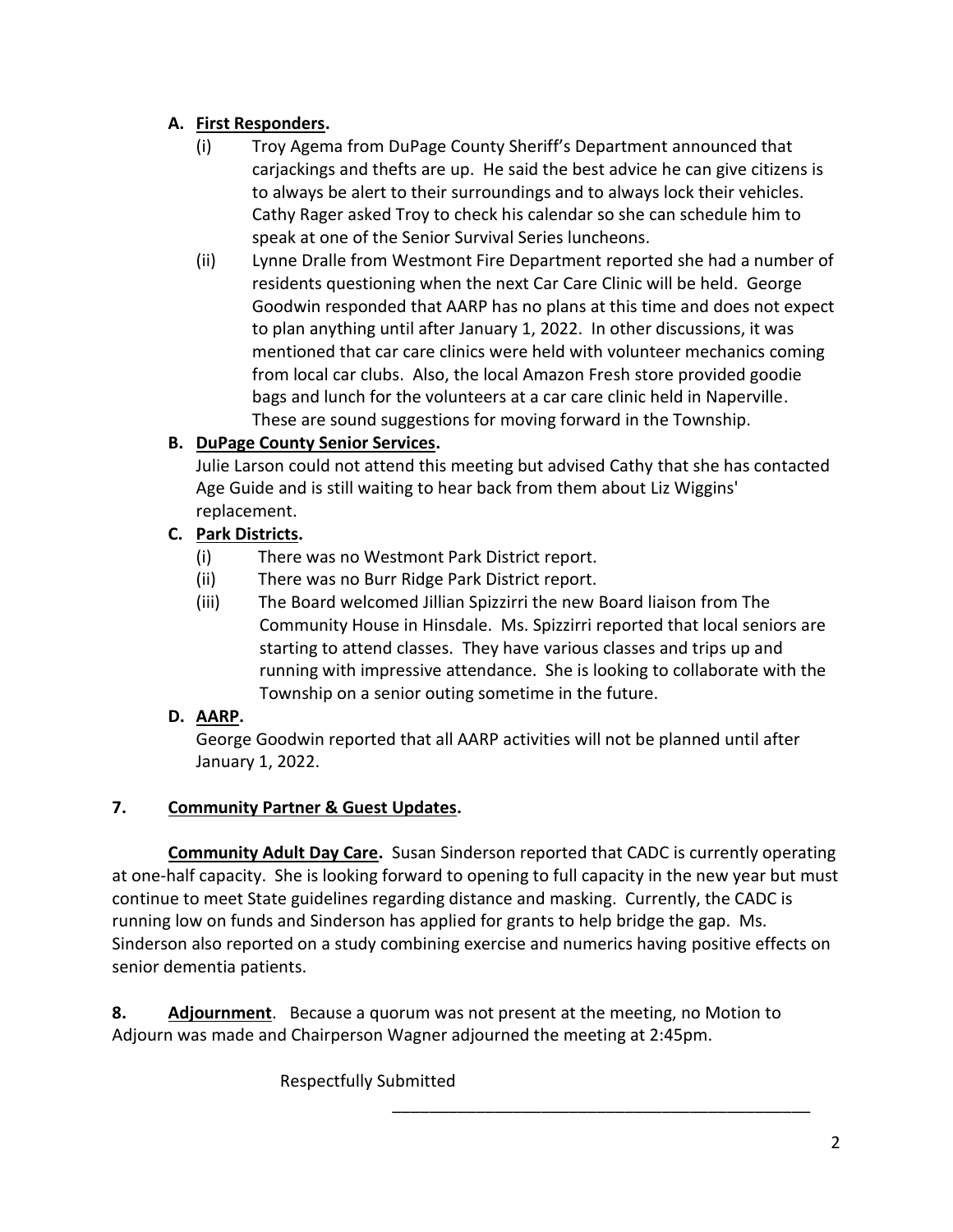**A. <u>First Responders</u>.**

(i) Troy Agema from DuPage County Sheriff's Department announced that carjackings and thefts are up. He said the best advice he can give citizens is to always be alert to their surroundings and to always lock their vehicles. Cathy Rager asked Troy to check his calendar so she can schedule him to speak at one of the Senior Survival Series luncheons.

(ii) Lynne Dralle from Westmont Fire Department reported she had a number of residents questioning when the next Car Care Clinic will be held. George Goodwin responded that AARP has no plans at this time and does not expect to plan anything until after January 1, 2022. In other discussions, it was mentioned that car care clinics were held with volunteer mechanics coming from local car clubs. Also, the local Amazon Fresh store provided goodie bags and lunch for the volunteers at a car care clinic held in Naperville. These are sound suggestions for moving forward in the Township.

**B. <u>DuPage County Senior Services</u>.**

Julie Larson could not attend this meeting but advised Cathy that she has contacted Age Guide and is still waiting to hear back from them about Liz Wiggins' replacement.

**C. <u>Park Districts</u>.**

(i) There was no Westmont Park District report.

(ii) There was no Burr Ridge Park District report.

(iii) The Board welcomed Jillian Spizzirri the new Board liaison from The Community House in Hinsdale. Ms. Spizzirri reported that local seniors are starting to attend classes. They have various classes and trips up and running with impressive attendance. She is looking to collaborate with the Township on a senior outing sometime in the future.

**D. <u>AARP</u>.**

George Goodwin reported that all AARP activities will not be planned until after January 1, 2022.

**7. <u>Community Partner & Guest Updates</u>.**

**<u>Community Adult Day Care</u>.** Susan Sinderson reported that CADC is currently operating at one-half capacity. She is looking forward to opening to full capacity in the new year but must continue to meet State guidelines regarding distance and masking. Currently, the CADC is running low on funds and Sinderson has applied for grants to help bridge the gap. Ms. Sinderson also reported on a study combining exercise and numerics having positive effects on senior dementia patients.

**8. <u>Adjournment</u>.** Because a quorum was not present at the meeting, no Motion to Adjourn was made and Chairperson Wagner adjourned the meeting at 2:45pm.

Respectfully Submitted

\_\_\_\_\_\_\_\_\_\_\_\_\_\_\_\_\_\_\_\_\_\_\_\_\_\_\_\_\_\_\_\_\_\_\_\_\_\_\_\_\_\_\_\_\_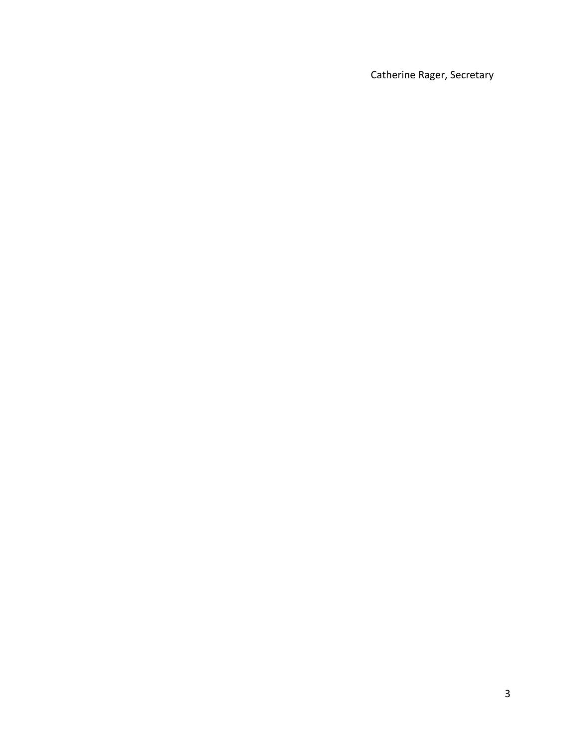Catherine Rager, Secretary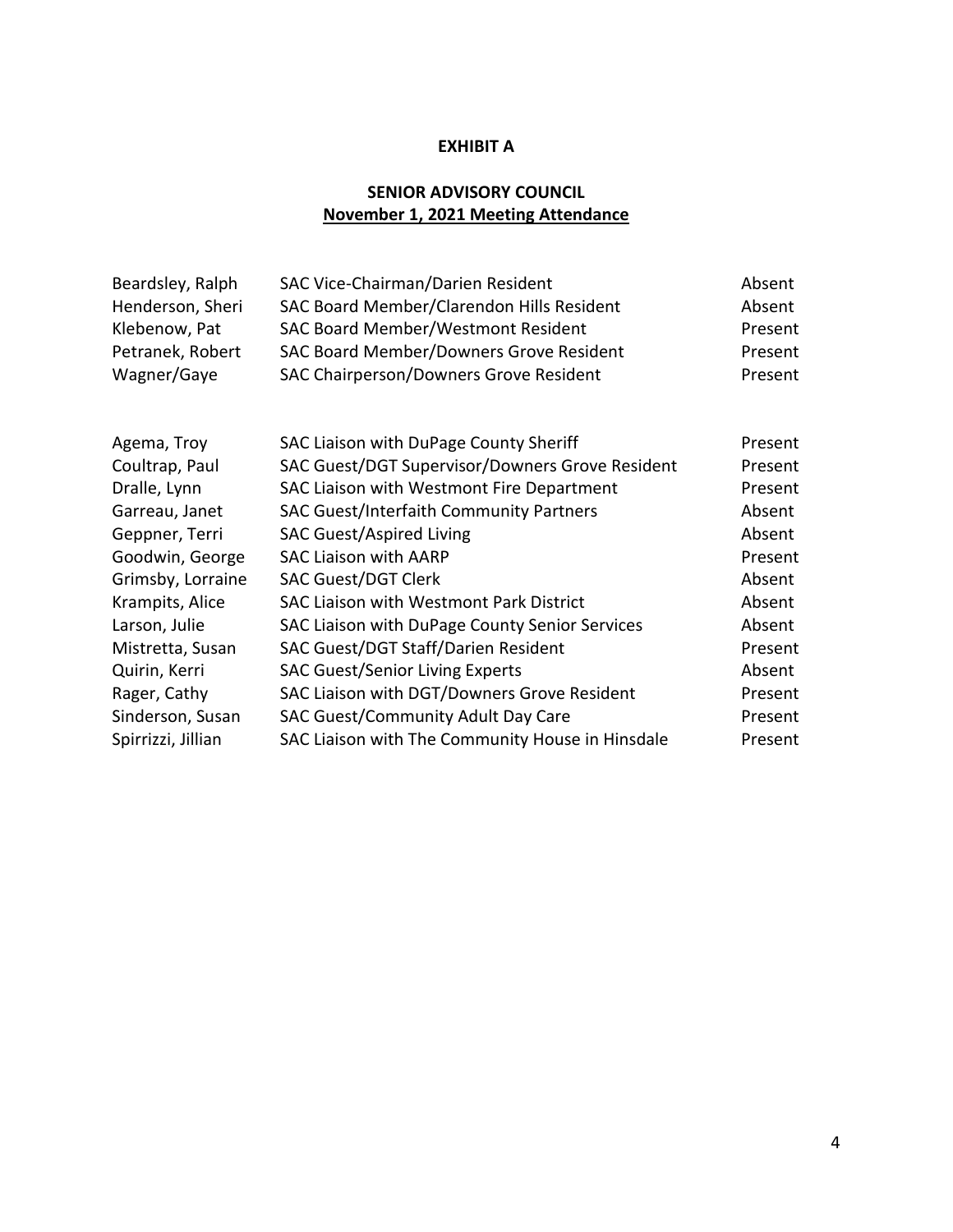**EXHIBIT A**

**SENIOR ADVISORY COUNCIL**
**November 1, 2021 Meeting Attendance**

| | | |
|---|---|---|
| Beardsley, Ralph | SAC Vice-Chairman/Darien Resident | Absent |
| Henderson, Sheri | SAC Board Member/Clarendon Hills Resident | Absent |
| Klebenow, Pat | SAC Board Member/Westmont Resident | Present |
| Petranek, Robert | SAC Board Member/Downers Grove Resident | Present |
| Wagner/Gaye | SAC Chairperson/Downers Grove Resident | Present |

| | | |
|---|---|---|
| Agema, Troy | SAC Liaison with DuPage County Sheriff | Present |
| Coultrap, Paul | SAC Guest/DGT Supervisor/Downers Grove Resident | Present |
| Dralle, Lynn | SAC Liaison with Westmont Fire Department | Present |
| Garreau, Janet | SAC Guest/Interfaith Community Partners | Absent |
| Geppner, Terri | SAC Guest/Aspired Living | Absent |
| Goodwin, George | SAC Liaison with AARP | Present |
| Grimsby, Lorraine | SAC Guest/DGT Clerk | Absent |
| Krampits, Alice | SAC Liaison with Westmont Park District | Absent |
| Larson, Julie | SAC Liaison with DuPage County Senior Services | Absent |
| Mistretta, Susan | SAC Guest/DGT Staff/Darien Resident | Present |
| Quirin, Kerri | SAC Guest/Senior Living Experts | Absent |
| Rager, Cathy | SAC Liaison with DGT/Downers Grove Resident | Present |
| Sinderson, Susan | SAC Guest/Community Adult Day Care | Present |
| Spirrizzi, Jillian | SAC Liaison with The Community House in Hinsdale | Present |